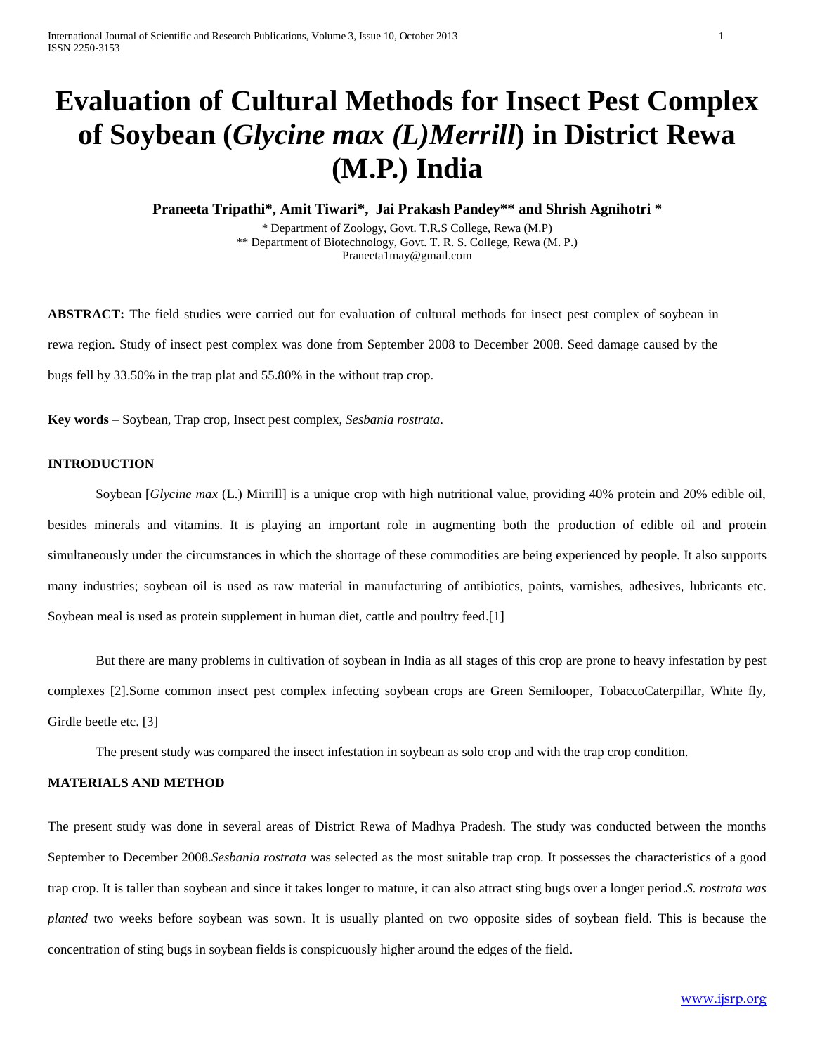# Evaluation of Cultural Methods for Insect Pest Complex of Soybean (*Glycine max (L)Merrill*) in District Rewa (M.P.) India

**Praneeta Tripathi\*, Amit Tiwari\*, Jai Prakash Pandey\*\* and Shrish Agnihotri \***

\* Department of Zoology, Govt. T.R.S College, Rewa (M.P)
\*\* Department of Biotechnology, Govt. T. R. S. College, Rewa (M. P.)
Praneeta1may@gmail.com

**ABSTRACT:** The field studies were carried out for evaluation of cultural methods for insect pest complex of soybean in rewa region. Study of insect pest complex was done from September 2008 to December 2008. Seed damage caused by the bugs fell by 33.50% in the trap plat and 55.80% in the without trap crop.

**Key words** – Soybean, Trap crop, Insect pest complex, *Sesbania rostrata*.

## INTRODUCTION

Soybean [*Glycine max* (L.) Mirrill] is a unique crop with high nutritional value, providing 40% protein and 20% edible oil, besides minerals and vitamins. It is playing an important role in augmenting both the production of edible oil and protein simultaneously under the circumstances in which the shortage of these commodities are being experienced by people. It also supports many industries; soybean oil is used as raw material in manufacturing of antibiotics, paints, varnishes, adhesives, lubricants etc. Soybean meal is used as protein supplement in human diet, cattle and poultry feed.[1]

But there are many problems in cultivation of soybean in India as all stages of this crop are prone to heavy infestation by pest complexes [2].Some common insect pest complex infecting soybean crops are Green Semilooper, TobaccoCaterpillar, White fly, Girdle beetle etc. [3]

The present study was compared the insect infestation in soybean as solo crop and with the trap crop condition.

## MATERIALS AND METHOD

The present study was done in several areas of District Rewa of Madhya Pradesh. The study was conducted between the months September to December 2008.*Sesbania rostrata* was selected as the most suitable trap crop. It possesses the characteristics of a good trap crop. It is taller than soybean and since it takes longer to mature, it can also attract sting bugs over a longer period.*S. rostrata was planted* two weeks before soybean was sown. It is usually planted on two opposite sides of soybean field. This is because the concentration of sting bugs in soybean fields is conspicuously higher around the edges of the field.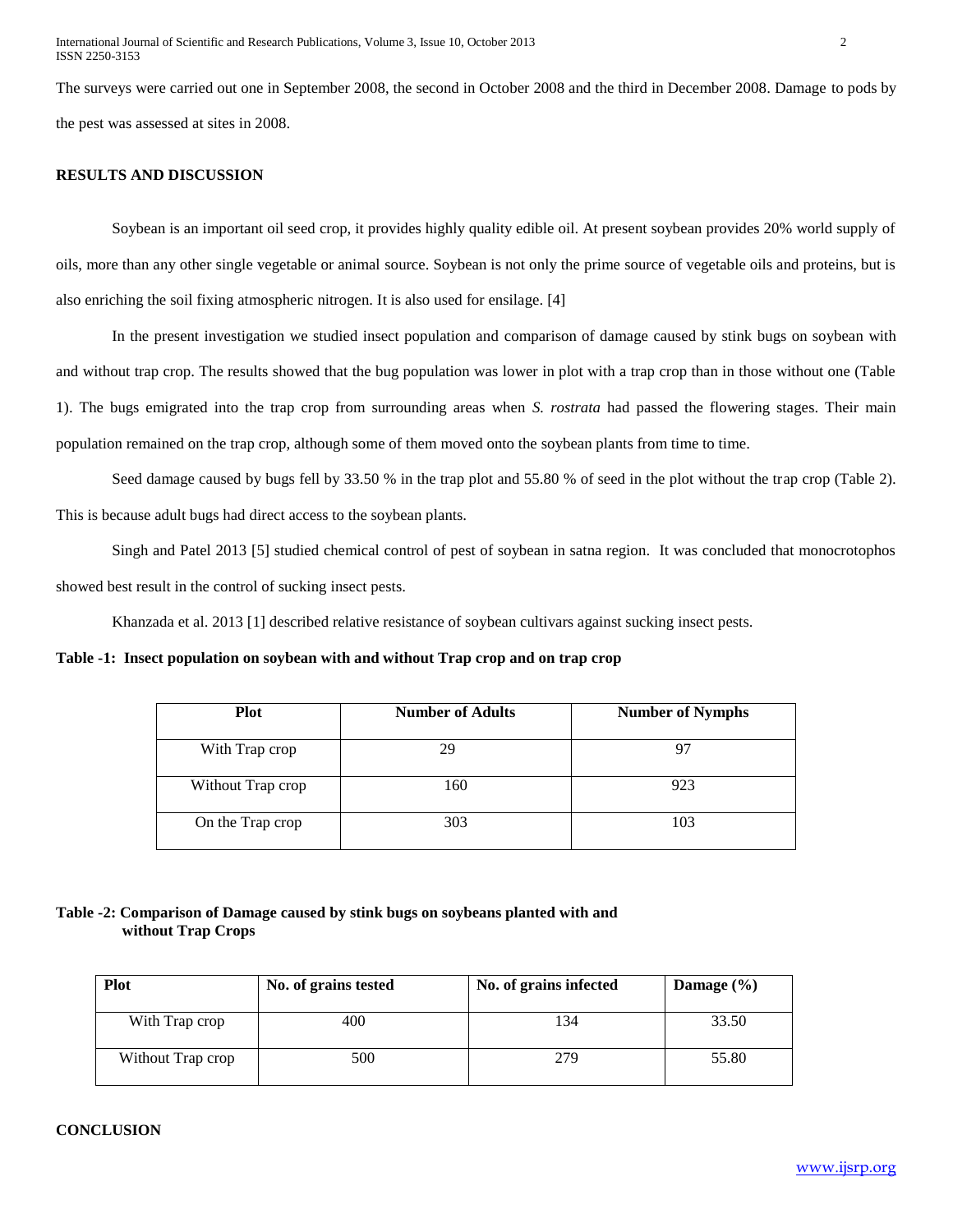The surveys were carried out one in September 2008, the second in October 2008 and the third in December 2008. Damage to pods by the pest was assessed at sites in 2008.

## RESULTS AND DISCUSSION

Soybean is an important oil seed crop, it provides highly quality edible oil. At present soybean provides 20% world supply of oils, more than any other single vegetable or animal source. Soybean is not only the prime source of vegetable oils and proteins, but is also enriching the soil fixing atmospheric nitrogen. It is also used for ensilage. [4]

In the present investigation we studied insect population and comparison of damage caused by stink bugs on soybean with and without trap crop. The results showed that the bug population was lower in plot with a trap crop than in those without one (Table 1). The bugs emigrated into the trap crop from surrounding areas when *S. rostrata* had passed the flowering stages. Their main population remained on the trap crop, although some of them moved onto the soybean plants from time to time.

Seed damage caused by bugs fell by 33.50 % in the trap plot and 55.80 % of seed in the plot without the trap crop (Table 2). This is because adult bugs had direct access to the soybean plants.

Singh and Patel 2013 [5] studied chemical control of pest of soybean in satna region. It was concluded that monocrotophos showed best result in the control of sucking insect pests.

Khanzada et al. 2013 [1] described relative resistance of soybean cultivars against sucking insect pests.

**Table -1: Insect population on soybean with and without Trap crop and on trap crop**

| Plot | Number of Adults | Number of Nymphs |
|---|---|---|
| With Trap crop | 29 | 97 |
| Without Trap crop | 160 | 923 |
| On the Trap crop | 303 | 103 |

**Table -2: Comparison of Damage caused by stink bugs on soybeans planted with and without Trap Crops**

| Plot | No. of grains tested | No. of grains infected | Damage (%) |
|---|---|---|---|
| With Trap crop | 400 | 134 | 33.50 |
| Without Trap crop | 500 | 279 | 55.80 |

## CONCLUSION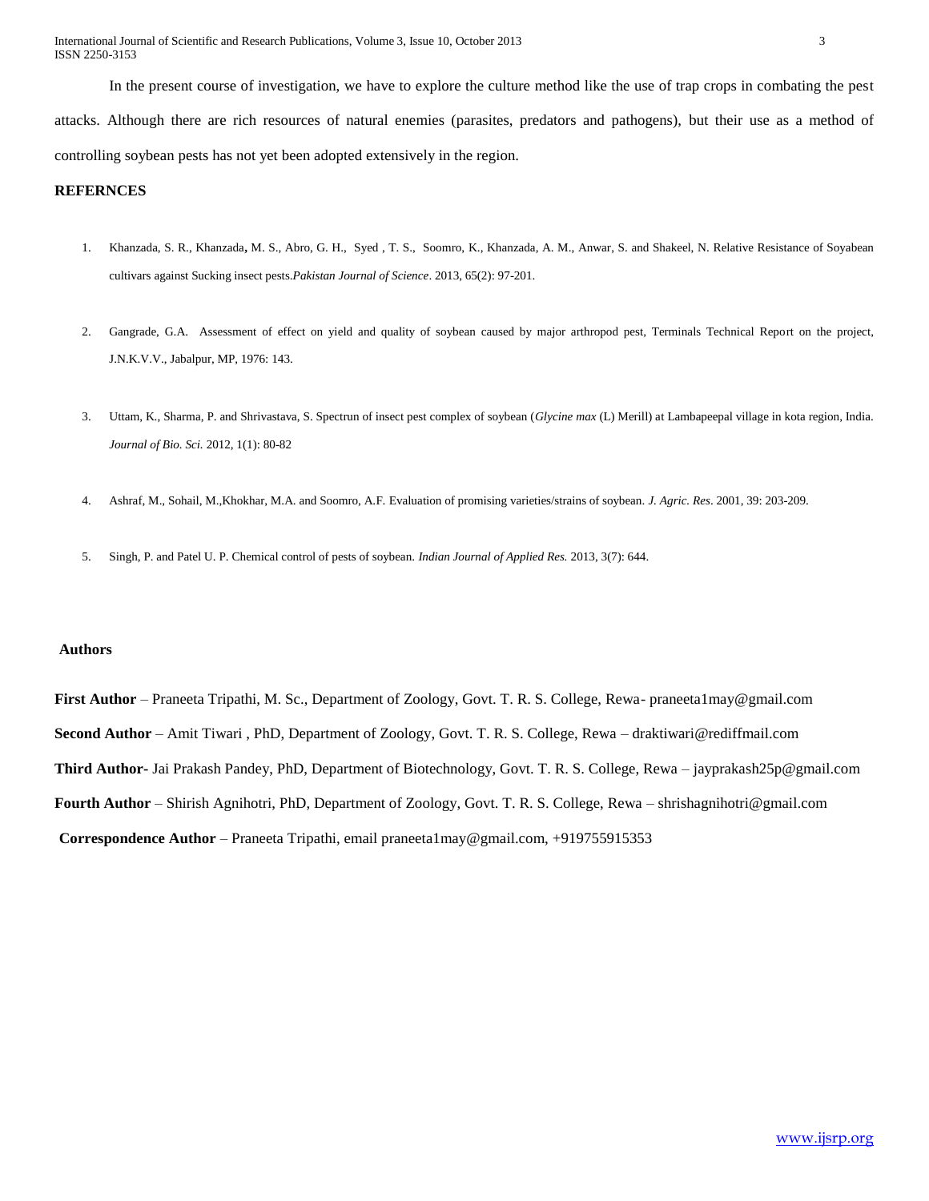In the present course of investigation, we have to explore the culture method like the use of trap crops in combating the pest attacks. Although there are rich resources of natural enemies (parasites, predators and pathogens), but their use as a method of controlling soybean pests has not yet been adopted extensively in the region.

**REFERNCES**

1. Khanzada, S. R., Khanzada**,** M. S., Abro, G. H., Syed , T. S., Soomro, K., Khanzada, A. M., Anwar, S. and Shakeel, N. Relative Resistance of Soyabean cultivars against Sucking insect pests.*Pakistan Journal of Science*. 2013, 65(2): 97-201.

2. Gangrade, G.A. Assessment of effect on yield and quality of soybean caused by major arthropod pest, Terminals Technical Report on the project, J.N.K.V.V., Jabalpur, MP, 1976: 143.

3. Uttam, K., Sharma, P. and Shrivastava, S. Spectrun of insect pest complex of soybean (*Glycine max* (L) Merill) at Lambapeepal village in kota region, India. *Journal of Bio. Sci.* 2012, 1(1): 80-82

4. Ashraf, M., Sohail, M.,Khokhar, M.A. and Soomro, A.F. Evaluation of promising varieties/strains of soybean. *J. Agric. Res*. 2001, 39: 203-209.

5. Singh, P. and Patel U. P. Chemical control of pests of soybean. *Indian Journal of Applied Res.* 2013, 3(7): 644.

**Authors**

**First Author** – Praneeta Tripathi, M. Sc., Department of Zoology, Govt. T. R. S. College, Rewa- praneeta1may@gmail.com

**Second Author** – Amit Tiwari , PhD, Department of Zoology, Govt. T. R. S. College, Rewa – draktiwari@rediffmail.com

**Third Author-** Jai Prakash Pandey, PhD, Department of Biotechnology, Govt. T. R. S. College, Rewa – jayprakash25p@gmail.com

**Fourth Author** – Shirish Agnihotri, PhD, Department of Zoology, Govt. T. R. S. College, Rewa – shrishagnihotri@gmail.com

**Correspondence Author** – Praneeta Tripathi, email praneeta1may@gmail.com, +919755915353